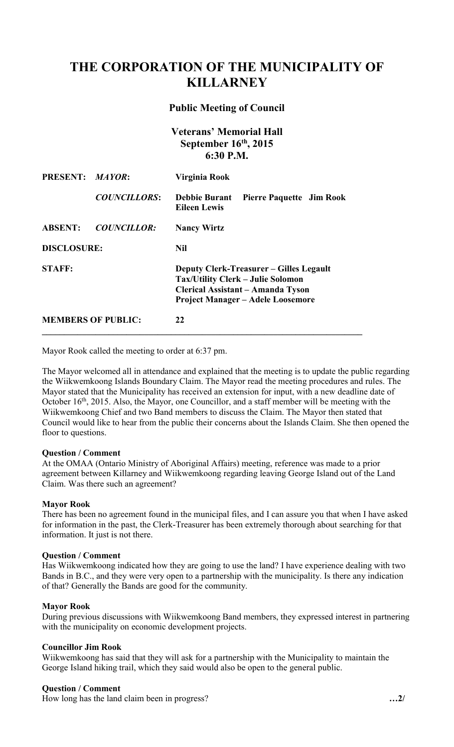# THE CORPORATION OF THE MUNICIPALITY OF KILLARNEY

## Public Meeting of Council

### Veterans' Memorial Hall
### September 16th, 2015
### 6:30 P.M.

| | | |
|---|---|---|
| **PRESENT:** | ***MAYOR*:** | **Virginia Rook** |
| | ***COUNCILLORS*:** | **Debbie Burant Pierre Paquette Jim Rook Eileen Lewis** |
| **ABSENT:** | ***COUNCILLOR:*** | **Nancy Wirtz** |
| **DISCLOSURE:** | | **Nil** |
| **STAFF:** | | **Deputy Clerk-Treasurer – Gilles Legault**<br>**Tax/Utility Clerk – Julie Solomon**<br>**Clerical Assistant – Amanda Tyson**<br>**Project Manager – Adele Loosemore** |
| **MEMBERS OF PUBLIC:** | | **22** |

Mayor Rook called the meeting to order at 6:37 pm.

The Mayor welcomed all in attendance and explained that the meeting is to update the public regarding the Wiikwemkoong Islands Boundary Claim. The Mayor read the meeting procedures and rules. The Mayor stated that the Municipality has received an extension for input, with a new deadline date of October 16th, 2015. Also, the Mayor, one Councillor, and a staff member will be meeting with the Wiikwemkoong Chief and two Band members to discuss the Claim. The Mayor then stated that Council would like to hear from the public their concerns about the Islands Claim. She then opened the floor to questions.

**Question / Comment**
At the OMAA (Ontario Ministry of Aboriginal Affairs) meeting, reference was made to a prior agreement between Killarney and Wiikwemkoong regarding leaving George Island out of the Land Claim. Was there such an agreement?

**Mayor Rook**
There has been no agreement found in the municipal files, and I can assure you that when I have asked for information in the past, the Clerk-Treasurer has been extremely thorough about searching for that information. It just is not there.

**Question / Comment**
Has Wiikwemkoong indicated how they are going to use the land? I have experience dealing with two Bands in B.C., and they were very open to a partnership with the municipality. Is there any indication of that? Generally the Bands are good for the community.

**Mayor Rook**
During previous discussions with Wiikwemkoong Band members, they expressed interest in partnering with the municipality on economic development projects.

**Councillor Jim Rook**
Wiikwemkoong has said that they will ask for a partnership with the Municipality to maintain the George Island hiking trail, which they said would also be open to the general public.

**Question / Comment**
How long has the land claim been in progress?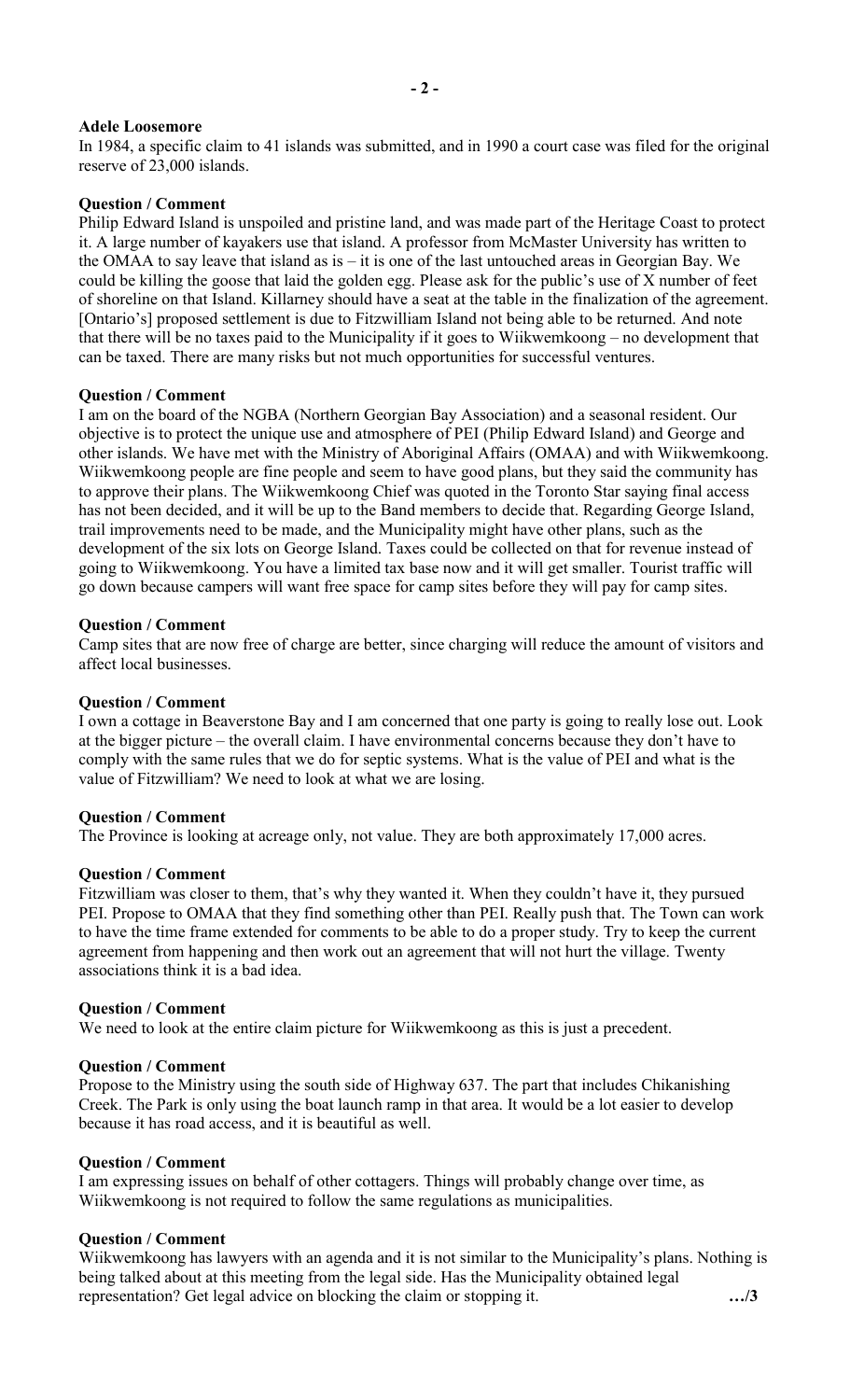**Adele Loosemore**

In 1984, a specific claim to 41 islands was submitted, and in 1990 a court case was filed for the original reserve of 23,000 islands.

**Question / Comment**

Philip Edward Island is unspoiled and pristine land, and was made part of the Heritage Coast to protect it. A large number of kayakers use that island. A professor from McMaster University has written to the OMAA to say leave that island as is – it is one of the last untouched areas in Georgian Bay. We could be killing the goose that laid the golden egg. Please ask for the public's use of X number of feet of shoreline on that Island. Killarney should have a seat at the table in the finalization of the agreement. [Ontario's] proposed settlement is due to Fitzwilliam Island not being able to be returned. And note that there will be no taxes paid to the Municipality if it goes to Wiikwemkoong – no development that can be taxed. There are many risks but not much opportunities for successful ventures.

**Question / Comment**

I am on the board of the NGBA (Northern Georgian Bay Association) and a seasonal resident. Our objective is to protect the unique use and atmosphere of PEI (Philip Edward Island) and George and other islands. We have met with the Ministry of Aboriginal Affairs (OMAA) and with Wiikwemkoong. Wiikwemkoong people are fine people and seem to have good plans, but they said the community has to approve their plans. The Wiikwemkoong Chief was quoted in the Toronto Star saying final access has not been decided, and it will be up to the Band members to decide that. Regarding George Island, trail improvements need to be made, and the Municipality might have other plans, such as the development of the six lots on George Island. Taxes could be collected on that for revenue instead of going to Wiikwemkoong. You have a limited tax base now and it will get smaller. Tourist traffic will go down because campers will want free space for camp sites before they will pay for camp sites.

**Question / Comment**

Camp sites that are now free of charge are better, since charging will reduce the amount of visitors and affect local businesses.

**Question / Comment**

I own a cottage in Beaverstone Bay and I am concerned that one party is going to really lose out. Look at the bigger picture – the overall claim. I have environmental concerns because they don't have to comply with the same rules that we do for septic systems. What is the value of PEI and what is the value of Fitzwilliam? We need to look at what we are losing.

**Question / Comment**

The Province is looking at acreage only, not value. They are both approximately 17,000 acres.

**Question / Comment**

Fitzwilliam was closer to them, that's why they wanted it. When they couldn't have it, they pursued PEI. Propose to OMAA that they find something other than PEI. Really push that. The Town can work to have the time frame extended for comments to be able to do a proper study. Try to keep the current agreement from happening and then work out an agreement that will not hurt the village. Twenty associations think it is a bad idea.

**Question / Comment**

We need to look at the entire claim picture for Wiikwemkoong as this is just a precedent.

**Question / Comment**

Propose to the Ministry using the south side of Highway 637. The part that includes Chikanishing Creek. The Park is only using the boat launch ramp in that area. It would be a lot easier to develop because it has road access, and it is beautiful as well.

**Question / Comment**

I am expressing issues on behalf of other cottagers. Things will probably change over time, as Wiikwemkoong is not required to follow the same regulations as municipalities.

**Question / Comment**

Wiikwemkoong has lawyers with an agenda and it is not similar to the Municipality's plans. Nothing is being talked about at this meeting from the legal side. Has the Municipality obtained legal representation? Get legal advice on blocking the claim or stopping it.

…/3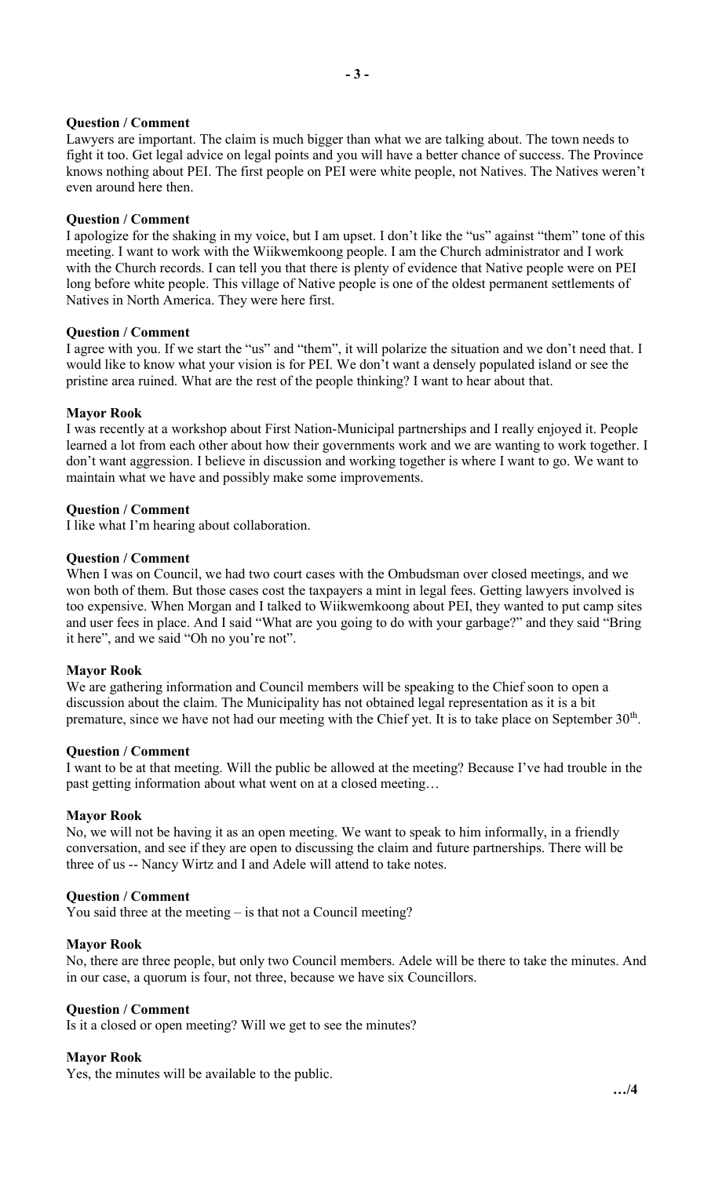**Question / Comment**

Lawyers are important. The claim is much bigger than what we are talking about. The town needs to fight it too. Get legal advice on legal points and you will have a better chance of success. The Province knows nothing about PEI. The first people on PEI were white people, not Natives. The Natives weren't even around here then.

**Question / Comment**

I apologize for the shaking in my voice, but I am upset. I don't like the "us" against "them" tone of this meeting. I want to work with the Wiikwemkoong people. I am the Church administrator and I work with the Church records. I can tell you that there is plenty of evidence that Native people were on PEI long before white people. This village of Native people is one of the oldest permanent settlements of Natives in North America. They were here first.

**Question / Comment**

I agree with you. If we start the "us" and "them", it will polarize the situation and we don't need that. I would like to know what your vision is for PEI. We don't want a densely populated island or see the pristine area ruined. What are the rest of the people thinking? I want to hear about that.

**Mayor Rook**

I was recently at a workshop about First Nation-Municipal partnerships and I really enjoyed it. People learned a lot from each other about how their governments work and we are wanting to work together. I don't want aggression. I believe in discussion and working together is where I want to go. We want to maintain what we have and possibly make some improvements.

**Question / Comment**

I like what I'm hearing about collaboration.

**Question / Comment**

When I was on Council, we had two court cases with the Ombudsman over closed meetings, and we won both of them. But those cases cost the taxpayers a mint in legal fees. Getting lawyers involved is too expensive. When Morgan and I talked to Wiikwemkoong about PEI, they wanted to put camp sites and user fees in place. And I said "What are you going to do with your garbage?" and they said "Bring it here", and we said "Oh no you're not".

**Mayor Rook**

We are gathering information and Council members will be speaking to the Chief soon to open a discussion about the claim. The Municipality has not obtained legal representation as it is a bit premature, since we have not had our meeting with the Chief yet. It is to take place on September 30th.

**Question / Comment**

I want to be at that meeting. Will the public be allowed at the meeting? Because I've had trouble in the past getting information about what went on at a closed meeting…

**Mayor Rook**

No, we will not be having it as an open meeting. We want to speak to him informally, in a friendly conversation, and see if they are open to discussing the claim and future partnerships. There will be three of us -- Nancy Wirtz and I and Adele will attend to take notes.

**Question / Comment**

You said three at the meeting – is that not a Council meeting?

**Mayor Rook**

No, there are three people, but only two Council members. Adele will be there to take the minutes. And in our case, a quorum is four, not three, because we have six Councillors.

**Question / Comment**

Is it a closed or open meeting? Will we get to see the minutes?

**Mayor Rook**

Yes, the minutes will be available to the public.

…/4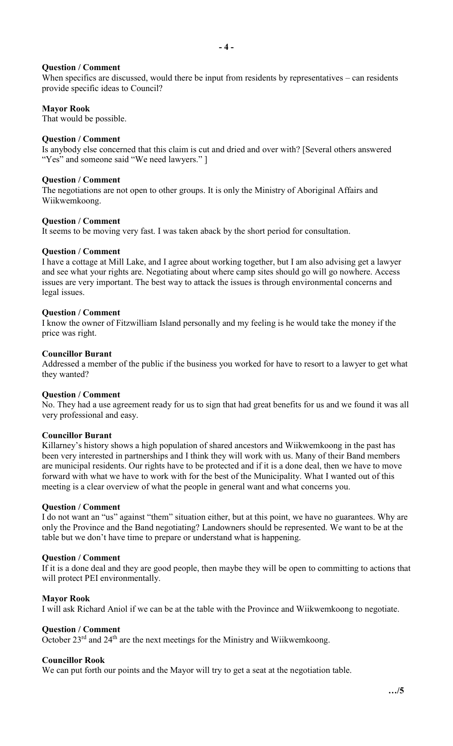**Question / Comment**
When specifics are discussed, would there be input from residents by representatives – can residents provide specific ideas to Council?

**Mayor Rook**
That would be possible.

**Question / Comment**
Is anybody else concerned that this claim is cut and dried and over with? [Several others answered "Yes" and someone said "We need lawyers." ]

**Question / Comment**
The negotiations are not open to other groups. It is only the Ministry of Aboriginal Affairs and Wiikwemkoong.

**Question / Comment**
It seems to be moving very fast. I was taken aback by the short period for consultation.

**Question / Comment**
I have a cottage at Mill Lake, and I agree about working together, but I am also advising get a lawyer and see what your rights are. Negotiating about where camp sites should go will go nowhere. Access issues are very important. The best way to attack the issues is through environmental concerns and legal issues.

**Question / Comment**
I know the owner of Fitzwilliam Island personally and my feeling is he would take the money if the price was right.

**Councillor Burant**
Addressed a member of the public if the business you worked for have to resort to a lawyer to get what they wanted?

**Question / Comment**
No. They had a use agreement ready for us to sign that had great benefits for us and we found it was all very professional and easy.

**Councillor Burant**
Killarney's history shows a high population of shared ancestors and Wiikwemkoong in the past has been very interested in partnerships and I think they will work with us. Many of their Band members are municipal residents. Our rights have to be protected and if it is a done deal, then we have to move forward with what we have to work with for the best of the Municipality. What I wanted out of this meeting is a clear overview of what the people in general want and what concerns you.

**Question / Comment**
I do not want an "us" against "them" situation either, but at this point, we have no guarantees. Why are only the Province and the Band negotiating? Landowners should be represented. We want to be at the table but we don't have time to prepare or understand what is happening.

**Question / Comment**
If it is a done deal and they are good people, then maybe they will be open to committing to actions that will protect PEI environmentally.

**Mayor Rook**
I will ask Richard Aniol if we can be at the table with the Province and Wiikwemkoong to negotiate.

**Question / Comment**
October 23rd and 24th are the next meetings for the Ministry and Wiikwemkoong.

**Councillor Rook**
We can put forth our points and the Mayor will try to get a seat at the negotiation table.

…/5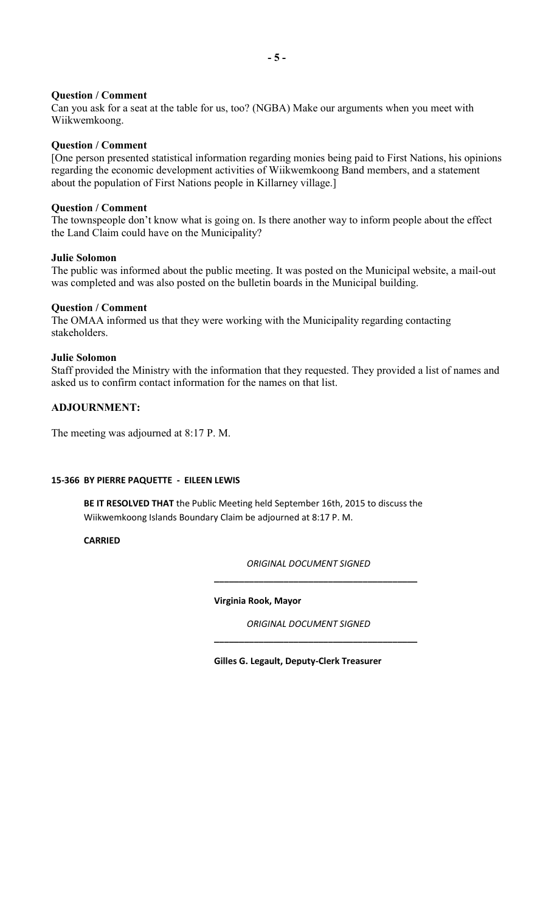**Question / Comment**

Can you ask for a seat at the table for us, too? (NGBA) Make our arguments when you meet with Wiikwemkoong.

**Question / Comment**

[One person presented statistical information regarding monies being paid to First Nations, his opinions regarding the economic development activities of Wiikwemkoong Band members, and a statement about the population of First Nations people in Killarney village.]

**Question / Comment**

The townspeople don't know what is going on. Is there another way to inform people about the effect the Land Claim could have on the Municipality?

**Julie Solomon**

The public was informed about the public meeting. It was posted on the Municipal website, a mail-out was completed and was also posted on the bulletin boards in the Municipal building.

**Question / Comment**

The OMAA informed us that they were working with the Municipality regarding contacting stakeholders.

**Julie Solomon**

Staff provided the Ministry with the information that they requested. They provided a list of names and asked us to confirm contact information for the names on that list.

**ADJOURNMENT:**

The meeting was adjourned at 8:17 P. M.

**15-366 BY PIERRE PAQUETTE - EILEEN LEWIS**

**BE IT RESOLVED THAT** the Public Meeting held September 16th, 2015 to discuss the Wiikwemkoong Islands Boundary Claim be adjourned at 8:17 P. M.

**CARRIED**

*ORIGINAL DOCUMENT SIGNED*

___________________________________

**Virginia Rook, Mayor**

*ORIGINAL DOCUMENT SIGNED*

___________________________________

**Gilles G. Legault, Deputy-Clerk Treasurer**